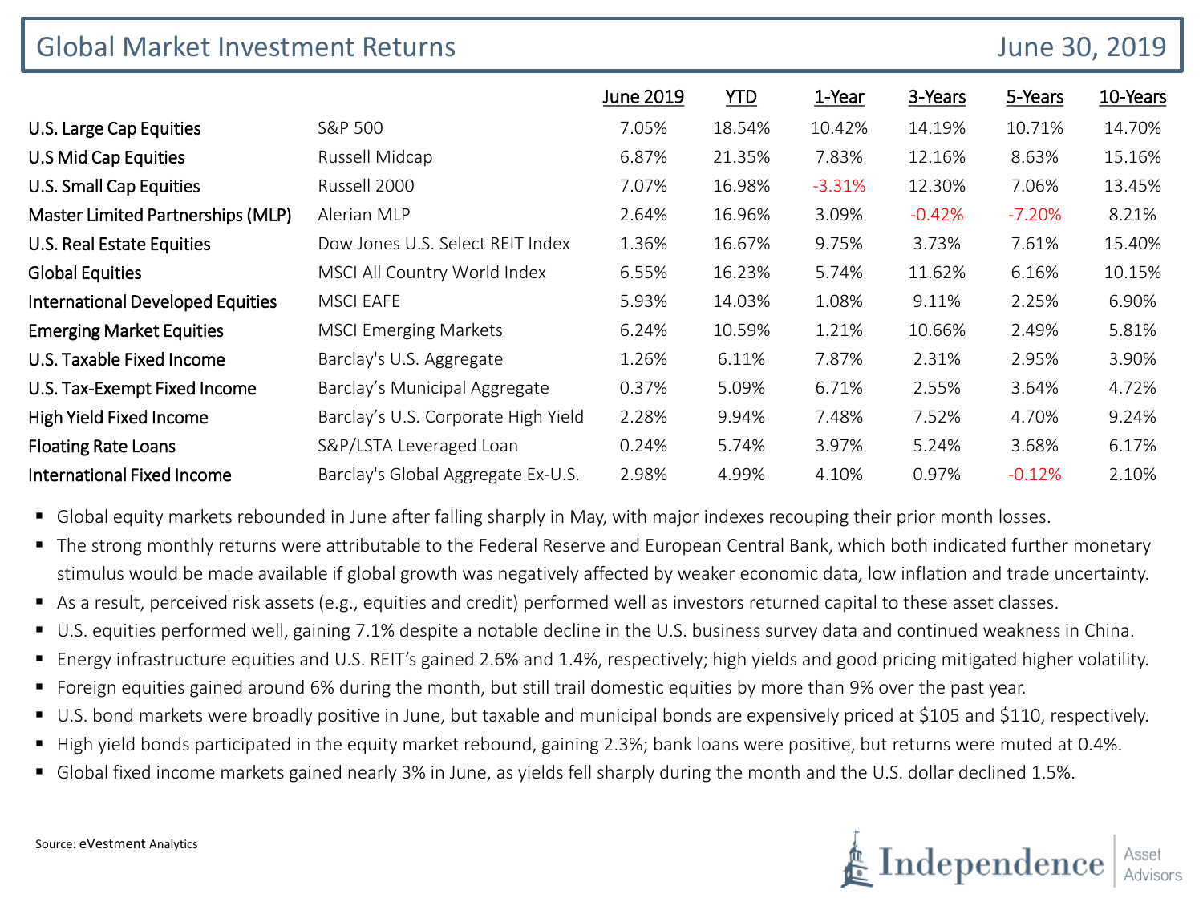# Global Market Investment Returns

June 30, 2019

| | | June 2019 | YTD | 1-Year | 3-Years | 5-Years | 10-Years |
|---|---|---|---|---|---|---|---|
| U.S. Large Cap Equities | S&P 500 | 7.05% | 18.54% | 10.42% | 14.19% | 10.71% | 14.70% |
| U.S Mid Cap Equities | Russell Midcap | 6.87% | 21.35% | 7.83% | 12.16% | 8.63% | 15.16% |
| U.S. Small Cap Equities | Russell 2000 | 7.07% | 16.98% | -3.31% | 12.30% | 7.06% | 13.45% |
| Master Limited Partnerships (MLP) | Alerian MLP | 2.64% | 16.96% | 3.09% | -0.42% | -7.20% | 8.21% |
| U.S. Real Estate Equities | Dow Jones U.S. Select REIT Index | 1.36% | 16.67% | 9.75% | 3.73% | 7.61% | 15.40% |
| Global Equities | MSCI All Country World Index | 6.55% | 16.23% | 5.74% | 11.62% | 6.16% | 10.15% |
| International Developed Equities | MSCI EAFE | 5.93% | 14.03% | 1.08% | 9.11% | 2.25% | 6.90% |
| Emerging Market Equities | MSCI Emerging Markets | 6.24% | 10.59% | 1.21% | 10.66% | 2.49% | 5.81% |
| U.S. Taxable Fixed Income | Barclay's U.S. Aggregate | 1.26% | 6.11% | 7.87% | 2.31% | 2.95% | 3.90% |
| U.S. Tax-Exempt Fixed Income | Barclay's Municipal Aggregate | 0.37% | 5.09% | 6.71% | 2.55% | 3.64% | 4.72% |
| High Yield Fixed Income | Barclay's U.S. Corporate High Yield | 2.28% | 9.94% | 7.48% | 7.52% | 4.70% | 9.24% |
| Floating Rate Loans | S&P/LSTA Leveraged Loan | 0.24% | 5.74% | 3.97% | 5.24% | 3.68% | 6.17% |
| International Fixed Income | Barclay's Global Aggregate Ex-U.S. | 2.98% | 4.99% | 4.10% | 0.97% | -0.12% | 2.10% |

- Global equity markets rebounded in June after falling sharply in May, with major indexes recouping their prior month losses.
- The strong monthly returns were attributable to the Federal Reserve and European Central Bank, which both indicated further monetary stimulus would be made available if global growth was negatively affected by weaker economic data, low inflation and trade uncertainty.
- As a result, perceived risk assets (e.g., equities and credit) performed well as investors returned capital to these asset classes.
- U.S. equities performed well, gaining 7.1% despite a notable decline in the U.S. business survey data and continued weakness in China.
- Energy infrastructure equities and U.S. REIT's gained 2.6% and 1.4%, respectively; high yields and good pricing mitigated higher volatility.
- Foreign equities gained around 6% during the month, but still trail domestic equities by more than 9% over the past year.
- U.S. bond markets were broadly positive in June, but taxable and municipal bonds are expensively priced at $105 and $110, respectively.
- High yield bonds participated in the equity market rebound, gaining 2.3%; bank loans were positive, but returns were muted at 0.4%.
- Global fixed income markets gained nearly 3% in June, as yields fell sharply during the month and the U.S. dollar declined 1.5%.

Source: eVestment Analytics

Independence Asset Advisors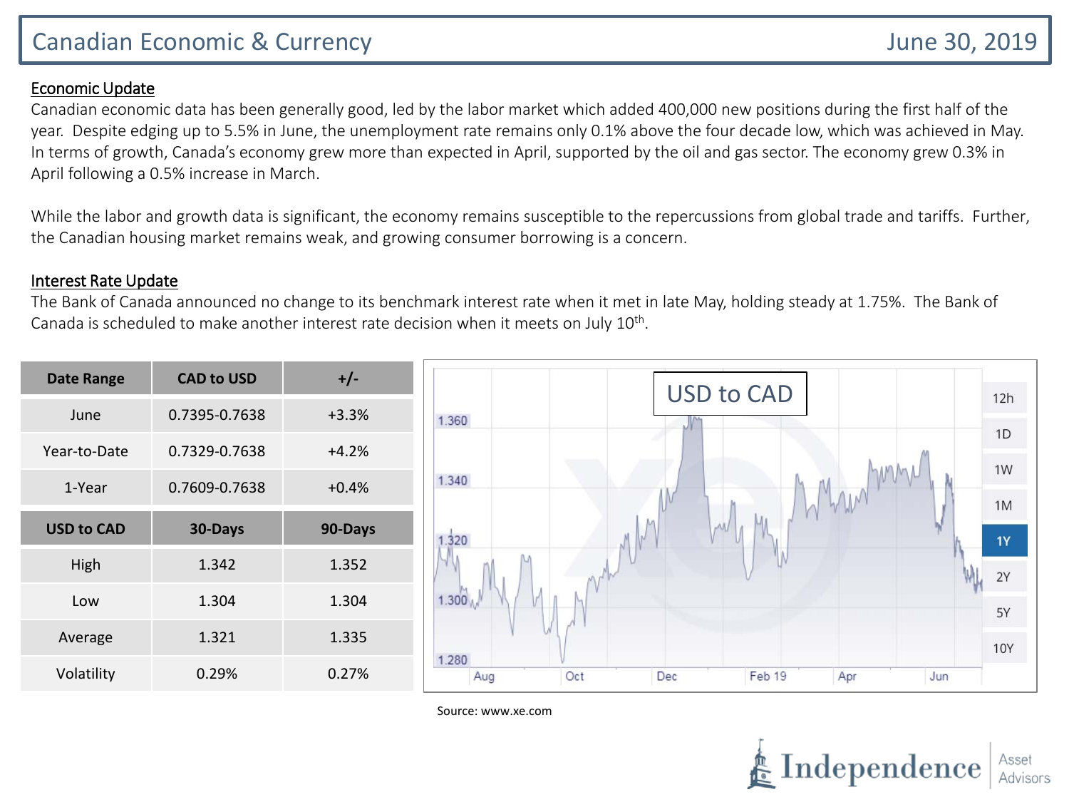# Canadian Economic & Currency

June 30, 2019

## Economic Update

Canadian economic data has been generally good, led by the labor market which added 400,000 new positions during the first half of the year. Despite edging up to 5.5% in June, the unemployment rate remains only 0.1% above the four decade low, which was achieved in May. In terms of growth, Canada's economy grew more than expected in April, supported by the oil and gas sector. The economy grew 0.3% in April following a 0.5% increase in March.

While the labor and growth data is significant, the economy remains susceptible to the repercussions from global trade and tariffs. Further, the Canadian housing market remains weak, and growing consumer borrowing is a concern.

## Interest Rate Update

The Bank of Canada announced no change to its benchmark interest rate when it met in late May, holding steady at 1.75%. The Bank of Canada is scheduled to make another interest rate decision when it meets on July 10th.

| Date Range | CAD to USD | +/- |
|---|---|---|
| June | 0.7395-0.7638 | +3.3% |
| Year-to-Date | 0.7329-0.7638 | +4.2% |
| 1-Year | 0.7609-0.7638 | +0.4% |

| USD to CAD | 30-Days | 90-Days |
|---|---|---|
| High | 1.342 | 1.352 |
| Low | 1.304 | 1.304 |
| Average | 1.321 | 1.335 |
| Volatility | 0.29% | 0.27% |

USD to CAD

Source: www.xe.com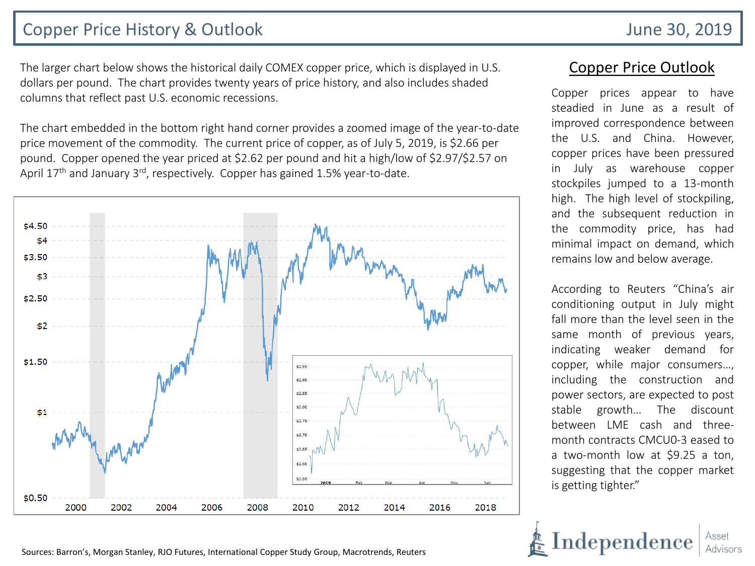# Copper Price History & Outlook

June 30, 2019

The larger chart below shows the historical daily COMEX copper price, which is displayed in U.S. dollars per pound. The chart provides twenty years of price history, and also includes shaded columns that reflect past U.S. economic recessions.

The chart embedded in the bottom right hand corner provides a zoomed image of the year-to-date price movement of the commodity. The current price of copper, as of July 5, 2019, is $2.66 per pound. Copper opened the year priced at $2.62 per pound and hit a high/low of $2.97/$2.57 on April 17th and January 3rd, respectively. Copper has gained 1.5% year-to-date.

$4.50
$4
$3.50
$3
$2.50
$2
$1.50
$1
$0.50
2000
2002
2004
2006
2008
2010
2012
2014
2016
2018

$2.95
$2.90
$2.85
$2.80
$2.75
$2.70
$2.65
$2.60
$2.55
2019
Feb
Mar
Apr
May
Jun

## Copper Price Outlook

Copper prices appear to have steadied in June as a result of improved correspondence between the U.S. and China. However, copper prices have been pressured in July as warehouse copper stockpiles jumped to a 13-month high. The high level of stockpiling, and the subsequent reduction in the commodity price, has had minimal impact on demand, which remains low and below average.

According to Reuters "China's air conditioning output in July might fall more than the level seen in the same month of previous years, indicating weaker demand for copper, while major consumers…, including the construction and power sectors, are expected to post stable growth… The discount between LME cash and three-month contracts CMCU0-3 eased to a two-month low at $9.25 a ton, suggesting that the copper market is getting tighter."

Sources: Barron's, Morgan Stanley, RJO Futures, International Copper Study Group, Macrotrends, Reuters